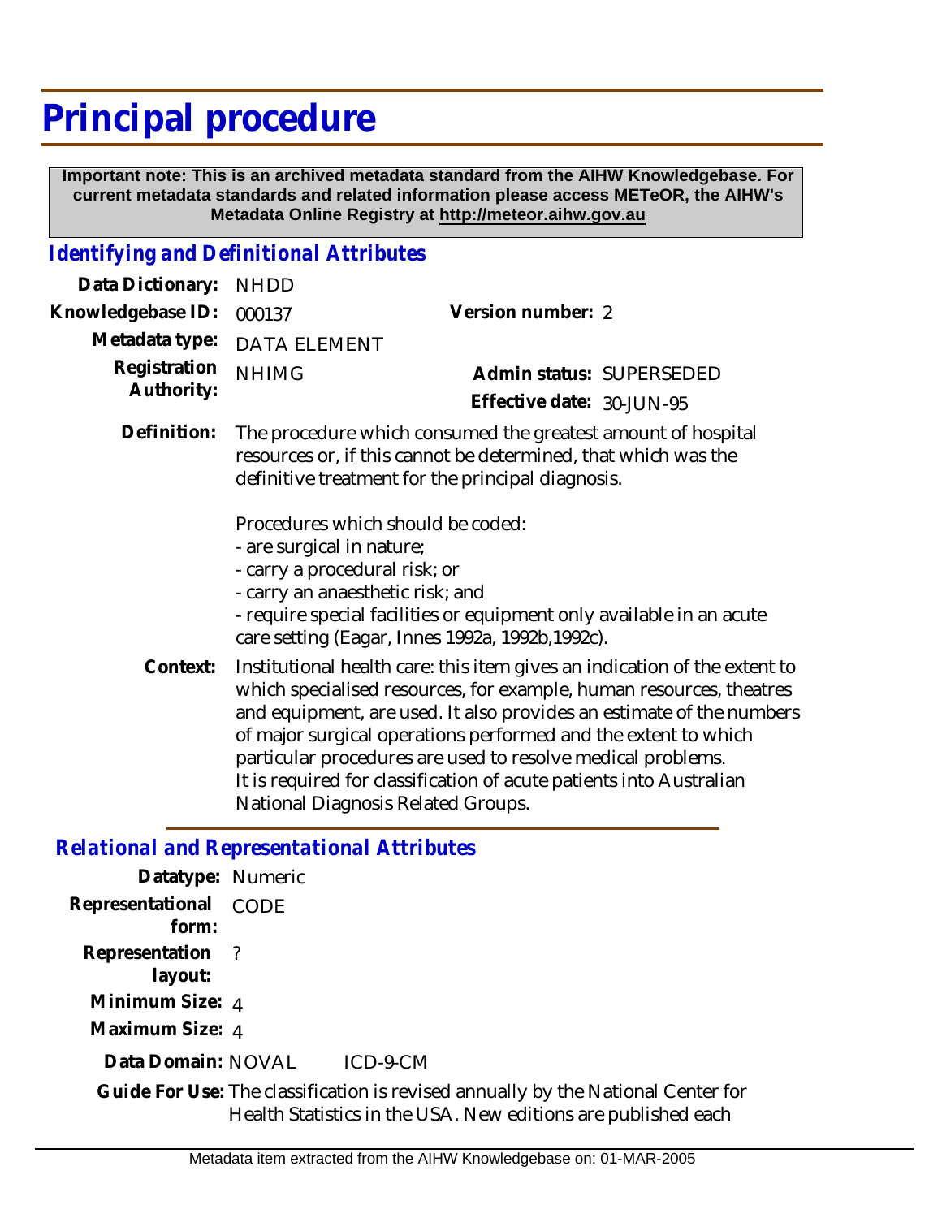# Principal procedure

**Important note: This is an archived metadata standard from the AIHW Knowledgebase. For current metadata standards and related information please access METeOR, the AIHW's Metadata Online Registry at http://meteor.aihw.gov.au**

## *Identifying and Definitional Attributes*

**Data Dictionary:** NHDD

**Knowledgebase ID:** 000137

**Version number:** 2

**Metadata type:** DATA ELEMENT

**Registration Authority:** NHIMG

**Admin status:** SUPERSEDED

**Effective date:** 30-JUN-95

**Definition:** The procedure which consumed the greatest amount of hospital resources or, if this cannot be determined, that which was the definitive treatment for the principal diagnosis.

Procedures which should be coded:
- are surgical in nature;
- carry a procedural risk; or
- carry an anaesthetic risk; and
- require special facilities or equipment only available in an acute care setting (Eagar, Innes 1992a, 1992b,1992c).

**Context:** Institutional health care: this item gives an indication of the extent to which specialised resources, for example, human resources, theatres and equipment, are used. It also provides an estimate of the numbers of major surgical operations performed and the extent to which particular procedures are used to resolve medical problems. It is required for classification of acute patients into Australian National Diagnosis Related Groups.

## *Relational and Representational Attributes*

**Datatype:** Numeric

**Representational form:** CODE

**Representation layout:** ?

**Minimum Size:** 4

**Maximum Size:** 4

**Data Domain:** NOVAL ICD-9-CM

**Guide For Use:** The classification is revised annually by the National Center for Health Statistics in the USA. New editions are published each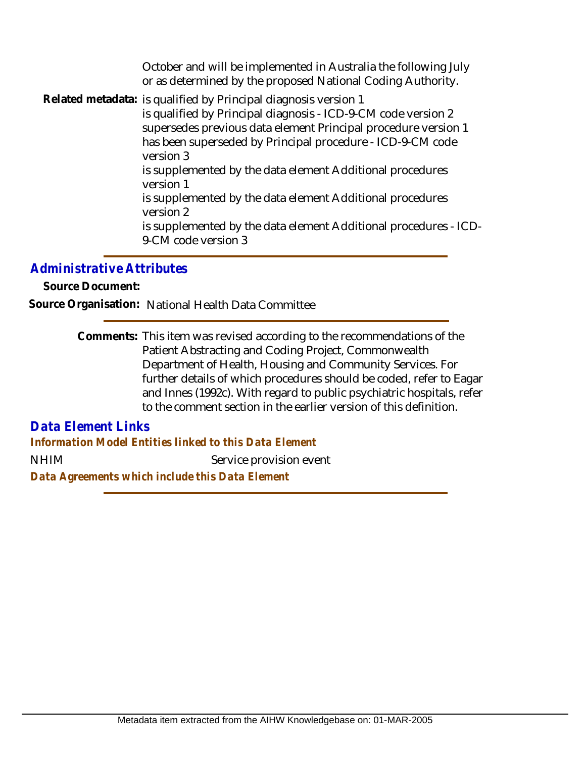October and will be implemented in Australia the following July or as determined by the proposed National Coding Authority.

**Related metadata:** is qualified by Principal diagnosis version 1
is qualified by Principal diagnosis - ICD-9-CM code version 2
supersedes previous data element Principal procedure version 1
has been superseded by Principal procedure - ICD-9-CM code version 3
is supplemented by the data element Additional procedures version 1
is supplemented by the data element Additional procedures version 2
is supplemented by the data element Additional procedures - ICD-9-CM code version 3

## Administrative Attributes

**Source Document:**

**Source Organisation:** National Health Data Committee

**Comments:** This item was revised according to the recommendations of the Patient Abstracting and Coding Project, Commonwealth Department of Health, Housing and Community Services. For further details of which procedures should be coded, refer to Eagar and Innes (1992c). With regard to public psychiatric hospitals, refer to the comment section in the earlier version of this definition.

## Data Element Links

### Information Model Entities linked to this Data Element

| | |
|---|---|
| NHIM | Service provision event |

### Data Agreements which include this Data Element